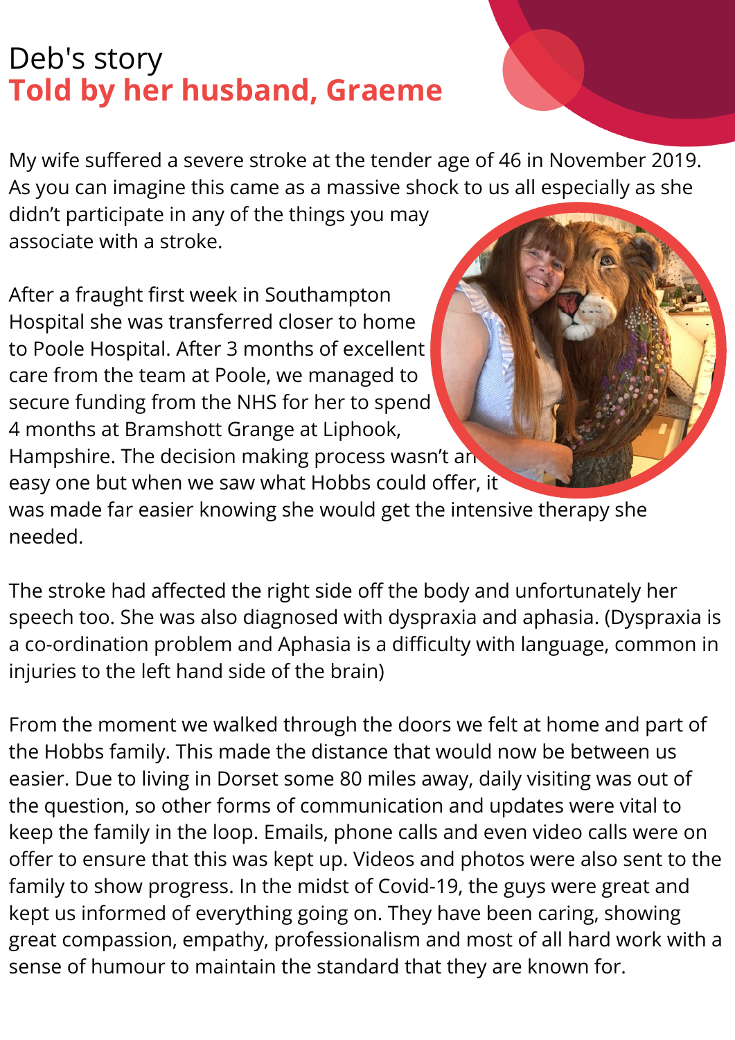# Deb's story

## Told by her husband, Graeme

My wife suffered a severe stroke at the tender age of 46 in November 2019. As you can imagine this came as a massive shock to us all especially as she didn't participate in any of the things you may associate with a stroke.

After a fraught first week in Southampton Hospital she was transferred closer to home to Poole Hospital. After 3 months of excellent care from the team at Poole, we managed to secure funding from the NHS for her to spend 4 months at Bramshott Grange at Liphook, Hampshire. The decision making process wasn't an easy one but when we saw what Hobbs could offer, it was made far easier knowing she would get the intensive therapy she needed.

The stroke had affected the right side off the body and unfortunately her speech too. She was also diagnosed with dyspraxia and aphasia. (Dyspraxia is a co-ordination problem and Aphasia is a difficulty with language, common in injuries to the left hand side of the brain)

From the moment we walked through the doors we felt at home and part of the Hobbs family. This made the distance that would now be between us easier. Due to living in Dorset some 80 miles away, daily visiting was out of the question, so other forms of communication and updates were vital to keep the family in the loop. Emails, phone calls and even video calls were on offer to ensure that this was kept up. Videos and photos were also sent to the family to show progress. In the midst of Covid-19, the guys were great and kept us informed of everything going on. They have been caring, showing great compassion, empathy, professionalism and most of all hard work with a sense of humour to maintain the standard that they are known for.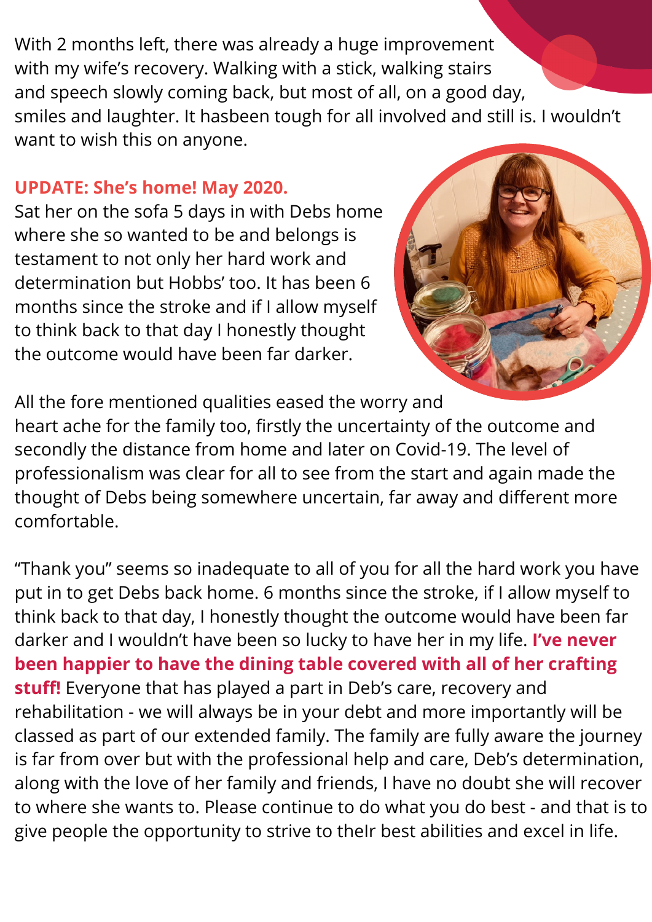With 2 months left, there was already a huge improvement with my wife's recovery. Walking with a stick, walking stairs and speech slowly coming back, but most of all, on a good day, smiles and laughter. It hasbeen tough for all involved and still is. I wouldn't want to wish this on anyone.

**UPDATE: She's home! May 2020.**

Sat her on the sofa 5 days in with Debs home where she so wanted to be and belongs is testament to not only her hard work and determination but Hobbs' too. It has been 6 months since the stroke and if I allow myself to think back to that day I honestly thought the outcome would have been far darker.

All the fore mentioned qualities eased the worry and heart ache for the family too, firstly the uncertainty of the outcome and secondly the distance from home and later on Covid-19. The level of professionalism was clear for all to see from the start and again made the thought of Debs being somewhere uncertain, far away and different more comfortable.

"Thank you" seems so inadequate to all of you for all the hard work you have put in to get Debs back home. 6 months since the stroke, if I allow myself to think back to that day, I honestly thought the outcome would have been far darker and I wouldn't have been so lucky to have her in my life. **I've never been happier to have the dining table covered with all of her crafting stuff!** Everyone that has played a part in Deb's care, recovery and rehabilitation - we will always be in your debt and more importantly will be classed as part of our extended family. The family are fully aware the journey is far from over but with the professional help and care, Deb's determination, along with the love of her family and friends, I have no doubt she will recover to where she wants to. Please continue to do what you do best - and that is to give people the opportunity to strive to their best abilities and excel in life.